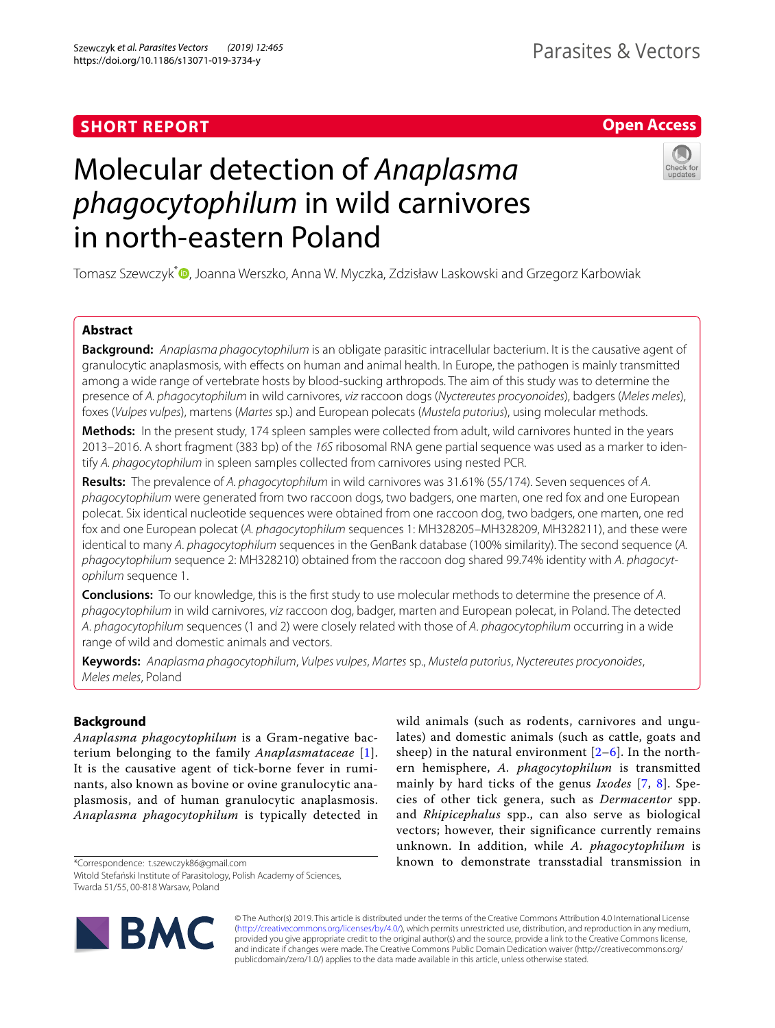**SHORT REPORT** | **Open Access**

# Molecular detection of *Anaplasma phagocytophilum* in wild carnivores in north-eastern Poland

Tomasz Szewczyk*, Joanna Werszko, Anna W. Myczka, Zdzisław Laskowski and Grzegorz Karbowiak

## Abstract

**Background:** *Anaplasma phagocytophilum* is an obligate parasitic intracellular bacterium. It is the causative agent of granulocytic anaplasmosis, with effects on human and animal health. In Europe, the pathogen is mainly transmitted among a wide range of vertebrate hosts by blood-sucking arthropods. The aim of this study was to determine the presence of *A. phagocytophilum* in wild carnivores, *viz* raccoon dogs (*Nyctereutes procyonoides*), badgers (*Meles meles*), foxes (*Vulpes vulpes*), martens (*Martes* sp.) and European polecats (*Mustela putorius*), using molecular methods.

**Methods:** In the present study, 174 spleen samples were collected from adult, wild carnivores hunted in the years 2013–2016. A short fragment (383 bp) of the *16S* ribosomal RNA gene partial sequence was used as a marker to identify *A. phagocytophilum* in spleen samples collected from carnivores using nested PCR.

**Results:** The prevalence of *A. phagocytophilum* in wild carnivores was 31.61% (55/174). Seven sequences of *A. phagocytophilum* were generated from two raccoon dogs, two badgers, one marten, one red fox and one European polecat. Six identical nucleotide sequences were obtained from one raccoon dog, two badgers, one marten, one red fox and one European polecat (*A. phagocytophilum* sequences 1: MH328205–MH328209, MH328211), and these were identical to many *A. phagocytophilum* sequences in the GenBank database (100% similarity). The second sequence (*A. phagocytophilum* sequence 2: MH328210) obtained from the raccoon dog shared 99.74% identity with *A. phagocytophilum* sequence 1.

**Conclusions:** To our knowledge, this is the first study to use molecular methods to determine the presence of *A. phagocytophilum* in wild carnivores, *viz* raccoon dog, badger, marten and European polecat, in Poland. The detected *A. phagocytophilum* sequences (1 and 2) were closely related with those of *A. phagocytophilum* occurring in a wide range of wild and domestic animals and vectors.

**Keywords:** *Anaplasma phagocytophilum*, *Vulpes vulpes*, *Martes* sp., *Mustela putorius*, *Nyctereutes procyonoides*, *Meles meles*, Poland

## Background

*Anaplasma phagocytophilum* is a Gram-negative bacterium belonging to the family *Anaplasmataceae* [1]. It is the causative agent of tick-borne fever in ruminants, also known as bovine or ovine granulocytic anaplasmosis, and of human granulocytic anaplasmosis. *Anaplasma phagocytophilum* is typically detected in wild animals (such as rodents, carnivores and ungulates) and domestic animals (such as cattle, goats and sheep) in the natural environment [2–6]. In the northern hemisphere, *A. phagocytophilum* is transmitted mainly by hard ticks of the genus *Ixodes* [7, 8]. Species of other tick genera, such as *Dermacentor* spp. and *Rhipicephalus* spp., can also serve as biological vectors; however, their significance currently remains unknown. In addition, while *A. phagocytophilum* is known to demonstrate transstadial transmission in

*Correspondence: t.szewczyk86@gmail.com
Witold Stefański Institute of Parasitology, Polish Academy of Sciences, Twarda 51/55, 00-818 Warsaw, Poland

© The Author(s) 2019. This article is distributed under the terms of the Creative Commons Attribution 4.0 International License (http://creativecommons.org/licenses/by/4.0/), which permits unrestricted use, distribution, and reproduction in any medium, provided you give appropriate credit to the original author(s) and the source, provide a link to the Creative Commons license, and indicate if changes were made. The Creative Commons Public Domain Dedication waiver (http://creativecommons.org/publicdomain/zero/1.0/) applies to the data made available in this article, unless otherwise stated.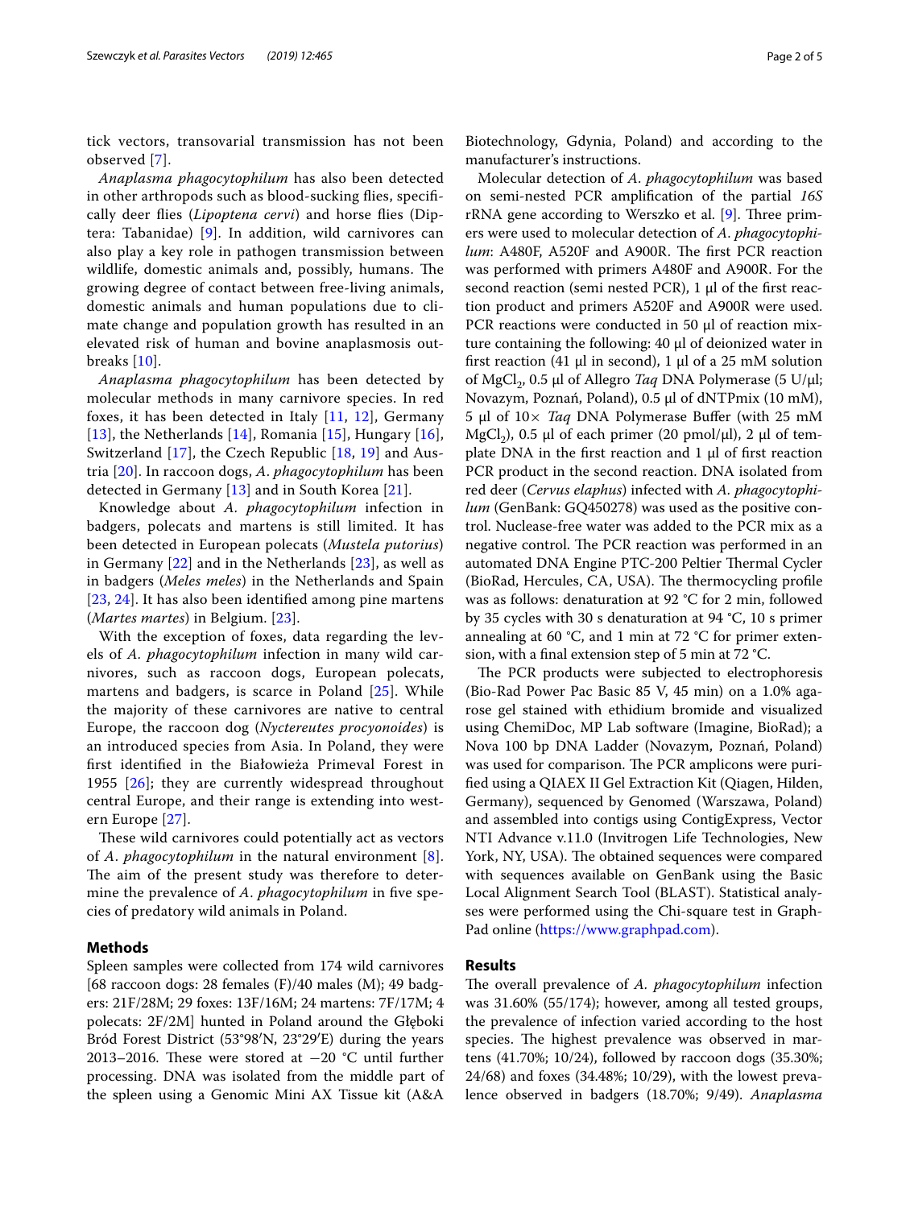tick vectors, transovarial transmission has not been observed [7].

*Anaplasma phagocytophilum* has also been detected in other arthropods such as blood-sucking flies, specifically deer flies (*Lipoptena cervi*) and horse flies (Diptera: Tabanidae) [9]. In addition, wild carnivores can also play a key role in pathogen transmission between wildlife, domestic animals and, possibly, humans. The growing degree of contact between free-living animals, domestic animals and human populations due to climate change and population growth has resulted in an elevated risk of human and bovine anaplasmosis outbreaks [10].

*Anaplasma phagocytophilum* has been detected by molecular methods in many carnivore species. In red foxes, it has been detected in Italy [11, 12], Germany [13], the Netherlands [14], Romania [15], Hungary [16], Switzerland [17], the Czech Republic [18, 19] and Austria [20]. In raccoon dogs, *A. phagocytophilum* has been detected in Germany [13] and in South Korea [21].

Knowledge about *A. phagocytophilum* infection in badgers, polecats and martens is still limited. It has been detected in European polecats (*Mustela putorius*) in Germany [22] and in the Netherlands [23], as well as in badgers (*Meles meles*) in the Netherlands and Spain [23, 24]. It has also been identified among pine martens (*Martes martes*) in Belgium. [23].

With the exception of foxes, data regarding the levels of *A. phagocytophilum* infection in many wild carnivores, such as raccoon dogs, European polecats, martens and badgers, is scarce in Poland [25]. While the majority of these carnivores are native to central Europe, the raccoon dog (*Nyctereutes procyonoides*) is an introduced species from Asia. In Poland, they were first identified in the Białowieża Primeval Forest in 1955 [26]; they are currently widespread throughout central Europe, and their range is extending into western Europe [27].

These wild carnivores could potentially act as vectors of *A. phagocytophilum* in the natural environment [8]. The aim of the present study was therefore to determine the prevalence of *A. phagocytophilum* in five species of predatory wild animals in Poland.

## Methods

Spleen samples were collected from 174 wild carnivores [68 raccoon dogs: 28 females (F)/40 males (M); 49 badgers: 21F/28M; 29 foxes: 13F/16M; 24 martens: 7F/17M; 4 polecats: 2F/2M] hunted in Poland around the Głęboki Bród Forest District (53°98′N, 23°29′E) during the years 2013–2016. These were stored at −20 °C until further processing. DNA was isolated from the middle part of the spleen using a Genomic Mini AX Tissue kit (A&A Biotechnology, Gdynia, Poland) and according to the manufacturer's instructions.

Molecular detection of *A. phagocytophilum* was based on semi-nested PCR amplification of the partial *16S* rRNA gene according to Werszko et al. [9]. Three primers were used to molecular detection of *A. phagocytophilum*: A480F, A520F and A900R. The first PCR reaction was performed with primers A480F and A900R. For the second reaction (semi nested PCR), 1 µl of the first reaction product and primers A520F and A900R were used. PCR reactions were conducted in 50 µl of reaction mixture containing the following: 40 µl of deionized water in first reaction (41 µl in second), 1 µl of a 25 mM solution of $MgCl_2$, 0.5 µl of Allegro *Taq* DNA Polymerase (5 U/µl; Novazym, Poznań, Poland), 0.5 µl of dNTPmix (10 mM), 5 µl of 10× *Taq* DNA Polymerase Buffer (with 25 mM $MgCl_2$), 0.5 µl of each primer (20 pmol/µl), 2 µl of template DNA in the first reaction and 1 µl of first reaction PCR product in the second reaction. DNA isolated from red deer (*Cervus elaphus*) infected with *A. phagocytophilum* (GenBank: GQ450278) was used as the positive control. Nuclease-free water was added to the PCR mix as a negative control. The PCR reaction was performed in an automated DNA Engine PTC-200 Peltier Thermal Cycler (BioRad, Hercules, CA, USA). The thermocycling profile was as follows: denaturation at 92 °C for 2 min, followed by 35 cycles with 30 s denaturation at 94 °C, 10 s primer annealing at 60 °C, and 1 min at 72 °C for primer extension, with a final extension step of 5 min at 72 °C.

The PCR products were subjected to electrophoresis (Bio-Rad Power Pac Basic 85 V, 45 min) on a 1.0% agarose gel stained with ethidium bromide and visualized using ChemiDoc, MP Lab software (Imagine, BioRad); a Nova 100 bp DNA Ladder (Novazym, Poznań, Poland) was used for comparison. The PCR amplicons were purified using a QIAEX II Gel Extraction Kit (Qiagen, Hilden, Germany), sequenced by Genomed (Warszawa, Poland) and assembled into contigs using ContigExpress, Vector NTI Advance v.11.0 (Invitrogen Life Technologies, New York, NY, USA). The obtained sequences were compared with sequences available on GenBank using the Basic Local Alignment Search Tool (BLAST). Statistical analyses were performed using the Chi-square test in GraphPad online (https://www.graphpad.com).

## Results

The overall prevalence of *A. phagocytophilum* infection was 31.60% (55/174); however, among all tested groups, the prevalence of infection varied according to the host species. The highest prevalence was observed in martens (41.70%; 10/24), followed by raccoon dogs (35.30%; 24/68) and foxes (34.48%; 10/29), with the lowest prevalence observed in badgers (18.70%; 9/49). *Anaplasma*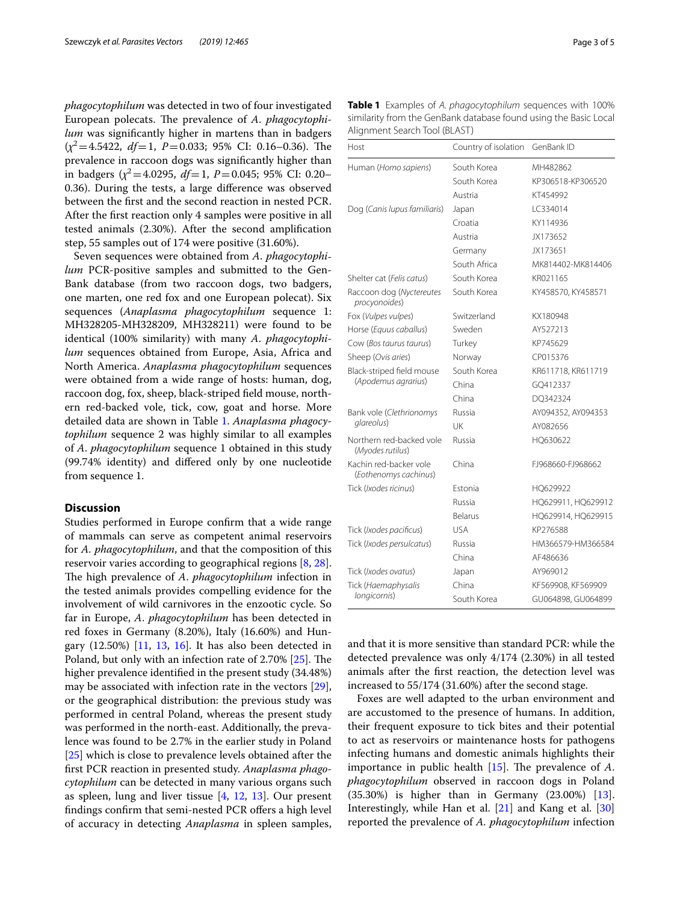*phagocytophilum* was detected in two of four investigated European polecats. The prevalence of *A. phagocytophilum* was significantly higher in martens than in badgers ($\chi^2 = 4.5422$, $df = 1$, $P = 0.033$; 95% CI: 0.16–0.36). The prevalence in raccoon dogs was significantly higher than in badgers ($\chi^2 = 4.0295$, $df = 1$, $P = 0.045$; 95% CI: 0.20–0.36). During the tests, a large difference was observed between the first and the second reaction in nested PCR. After the first reaction only 4 samples were positive in all tested animals (2.30%). After the second amplification step, 55 samples out of 174 were positive (31.60%).

Seven sequences were obtained from *A. phagocytophilum* PCR-positive samples and submitted to the GenBank database (from two raccoon dogs, two badgers, one marten, one red fox and one European polecat). Six sequences (*Anaplasma phagocytophilum* sequence 1: MH328205-MH328209, MH328211) were found to be identical (100% similarity) with many *A. phagocytophilum* sequences obtained from Europe, Asia, Africa and North America. *Anaplasma phagocytophilum* sequences were obtained from a wide range of hosts: human, dog, raccoon dog, fox, sheep, black-striped field mouse, northern red-backed vole, tick, cow, goat and horse. More detailed data are shown in Table 1. *Anaplasma phagocytophilum* sequence 2 was highly similar to all examples of *A. phagocytophilum* sequence 1 obtained in this study (99.74% identity) and differed only by one nucleotide from sequence 1.

**Table 1** Examples of *A. phagocytophilum* sequences with 100% similarity from the GenBank database found using the Basic Local Alignment Search Tool (BLAST)

| Host | Country of isolation | GenBank ID |
|---|---|---|
| Human (*Homo sapiens*) | South Korea | MH482862 |
| | South Korea | KP306518-KP306520 |
| | Austria | KT454992 |
| Dog (*Canis lupus familiaris*) | Japan | LC334014 |
| | Croatia | KY114936 |
| | Austria | JX173652 |
| | Germany | JX173651 |
| | South Africa | MK814402-MK814406 |
| Shelter cat (*Felis catus*) | South Korea | KR021165 |
| Raccoon dog (*Nyctereutes procyonoides*) | South Korea | KY458570, KY458571 |
| Fox (*Vulpes vulpes*) | Switzerland | KX180948 |
| Horse (*Equus caballus*) | Sweden | AY527213 |
| Cow (*Bos taurus taurus*) | Turkey | KP745629 |
| Sheep (*Ovis aries*) | Norway | CP015376 |
| Black-striped field mouse (*Apodemus agrarius*) | South Korea | KR611718, KR611719 |
| | China | GQ412337 |
| | China | DQ342324 |
| Bank vole (*Clethrionomys glareolus*) | Russia | AY094352, AY094353 |
| | UK | AY082656 |
| Northern red-backed vole (*Myodes rutilus*) | Russia | HQ630622 |
| Kachin red-backer vole (*Eothenomys cachinus*) | China | FJ968660-FJ968662 |
| Tick (*Ixodes ricinus*) | Estonia | HQ629922 |
| | Russia | HQ629911, HQ629912 |
| | Belarus | HQ629914, HQ629915 |
| Tick (*Ixodes pacificus*) | USA | KP276588 |
| Tick (*Ixodes persulcatus*) | Russia | HM366579-HM366584 |
| | China | AF486636 |
| Tick (*Ixodes ovatus*) | Japan | AY969012 |
| Tick (*Haemaphysalis longicornis*) | China | KF569908, KF569909 |
| | South Korea | GU064898, GU064899 |

## Discussion

Studies performed in Europe confirm that a wide range of mammals can serve as competent animal reservoirs for *A. phagocytophilum*, and that the composition of this reservoir varies according to geographical regions [8, 28]. The high prevalence of *A. phagocytophilum* infection in the tested animals provides compelling evidence for the involvement of wild carnivores in the enzootic cycle. So far in Europe, *A. phagocytophilum* has been detected in red foxes in Germany (8.20%), Italy (16.60%) and Hungary (12.50%) [11, 13, 16]. It has also been detected in Poland, but only with an infection rate of 2.70% [25]. The higher prevalence identified in the present study (34.48%) may be associated with infection rate in the vectors [29], or the geographical distribution: the previous study was performed in central Poland, whereas the present study was performed in the north-east. Additionally, the prevalence was found to be 2.7% in the earlier study in Poland [25] which is close to prevalence levels obtained after the first PCR reaction in presented study. *Anaplasma phagocytophilum* can be detected in many various organs such as spleen, lung and liver tissue [4, 12, 13]. Our present findings confirm that semi-nested PCR offers a high level of accuracy in detecting *Anaplasma* in spleen samples, and that it is more sensitive than standard PCR: while the detected prevalence was only 4/174 (2.30%) in all tested animals after the first reaction, the detection level was increased to 55/174 (31.60%) after the second stage.

Foxes are well adapted to the urban environment and are accustomed to the presence of humans. In addition, their frequent exposure to tick bites and their potential to act as reservoirs or maintenance hosts for pathogens infecting humans and domestic animals highlights their importance in public health [15]. The prevalence of *A. phagocytophilum* observed in raccoon dogs in Poland (35.30%) is higher than in Germany (23.00%) [13]. Interestingly, while Han et al. [21] and Kang et al. [30] reported the prevalence of *A. phagocytophilum* infection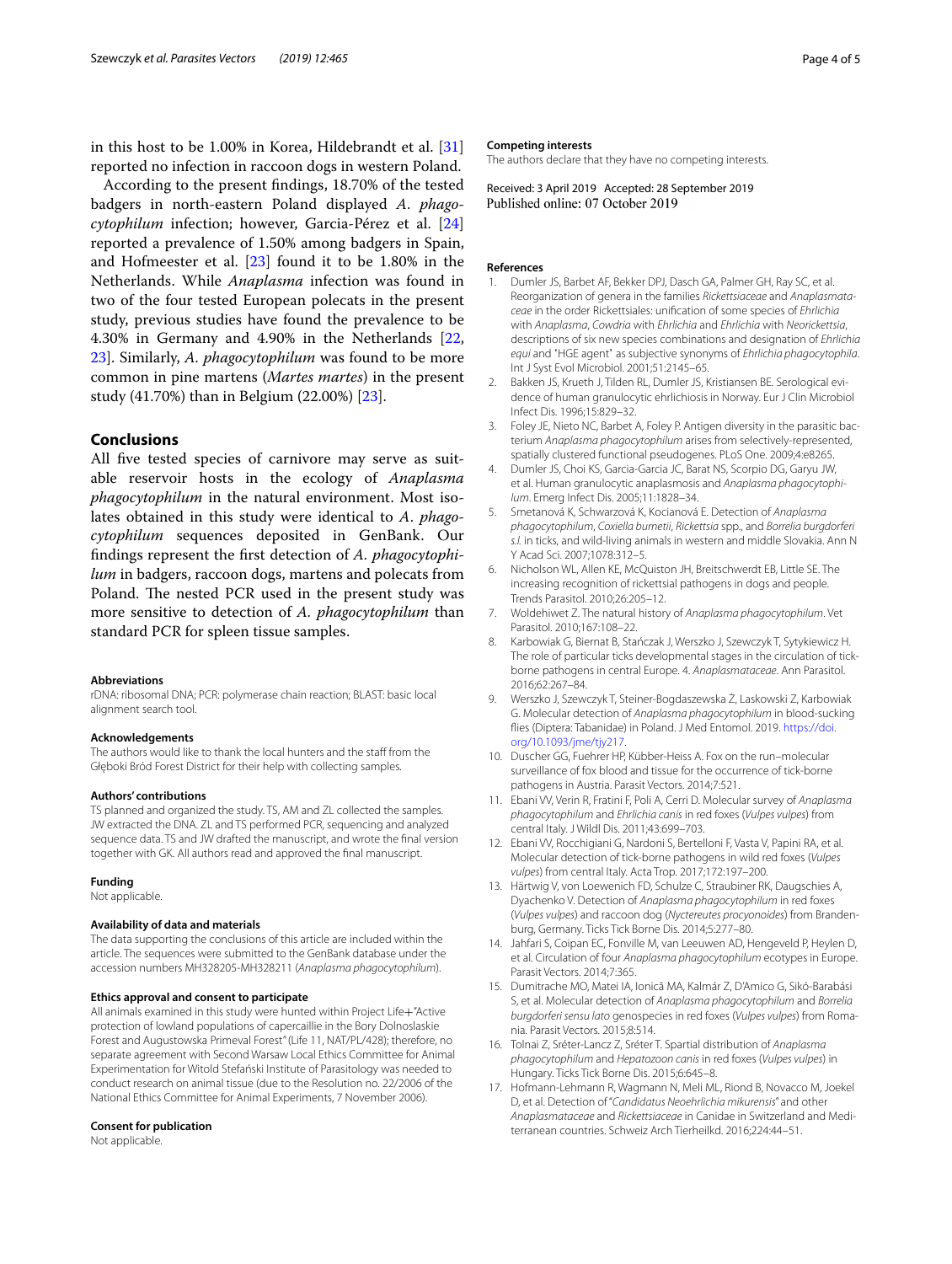in this host to be 1.00% in Korea, Hildebrandt et al. [31] reported no infection in raccoon dogs in western Poland.

According to the present findings, 18.70% of the tested badgers in north-eastern Poland displayed *A. phagocytophilum* infection; however, Garcia-Pérez et al. [24] reported a prevalence of 1.50% among badgers in Spain, and Hofmeester et al. [23] found it to be 1.80% in the Netherlands. While *Anaplasma* infection was found in two of the four tested European polecats in the present study, previous studies have found the prevalence to be 4.30% in Germany and 4.90% in the Netherlands [22, 23]. Similarly, *A. phagocytophilum* was found to be more common in pine martens (*Martes martes*) in the present study (41.70%) than in Belgium (22.00%) [23].

## Conclusions

All five tested species of carnivore may serve as suitable reservoir hosts in the ecology of *Anaplasma phagocytophilum* in the natural environment. Most isolates obtained in this study were identical to *A. phagocytophilum* sequences deposited in GenBank. Our findings represent the first detection of *A. phagocytophilum* in badgers, raccoon dogs, martens and polecats from Poland. The nested PCR used in the present study was more sensitive to detection of *A. phagocytophilum* than standard PCR for spleen tissue samples.

#### Abbreviations

rDNA: ribosomal DNA; PCR: polymerase chain reaction; BLAST: basic local alignment search tool.

#### Acknowledgements

The authors would like to thank the local hunters and the staff from the Głęboki Bród Forest District for their help with collecting samples.

#### Authors' contributions

TS planned and organized the study. TS, AM and ZL collected the samples. JW extracted the DNA. ZL and TS performed PCR, sequencing and analyzed sequence data. TS and JW drafted the manuscript, and wrote the final version together with GK. All authors read and approved the final manuscript.

#### Funding

Not applicable.

#### Availability of data and materials

The data supporting the conclusions of this article are included within the article. The sequences were submitted to the GenBank database under the accession numbers MH328205-MH328211 (*Anaplasma phagocytophilum*).

#### Ethics approval and consent to participate

All animals examined in this study were hunted within Project Life+"Active protection of lowland populations of capercaillie in the Bory Dolnoslaskie Forest and Augustowska Primeval Forest" (Life 11, NAT/PL/428); therefore, no separate agreement with Second Warsaw Local Ethics Committee for Animal Experimentation for Witold Stefański Institute of Parasitology was needed to conduct research on animal tissue (due to the Resolution no. 22/2006 of the National Ethics Committee for Animal Experiments, 7 November 2006).

#### Consent for publication

Not applicable.

#### Competing interests

The authors declare that they have no competing interests.

Received: 3 April 2019 Accepted: 28 September 2019
Published online: 07 October 2019

#### References

1. Dumler JS, Barbet AF, Bekker DPJ, Dasch GA, Palmer GH, Ray SC, et al. Reorganization of genera in the families *Rickettsiaceae* and *Anaplasmataceae* in the order Rickettsiales: unification of some species of *Ehrlichia* with *Anaplasma*, *Cowdria* with *Ehrlichia* and *Ehrlichia* with *Neorickettsia*, descriptions of six new species combinations and designation of *Ehrlichia equi* and "HGE agent" as subjective synonyms of *Ehrlichia phagocytophila*. Int J Syst Evol Microbiol. 2001;51:2145–65.
2. Bakken JS, Krueth J, Tilden RL, Dumler JS, Kristiansen BE. Serological evidence of human granulocytic ehrlichiosis in Norway. Eur J Clin Microbiol Infect Dis. 1996;15:829–32.
3. Foley JE, Nieto NC, Barbet A, Foley P. Antigen diversity in the parasitic bacterium *Anaplasma phagocytophilum* arises from selectively-represented, spatially clustered functional pseudogenes. PLoS One. 2009;4:e8265.
4. Dumler JS, Choi KS, Garcia-Garcia JC, Barat NS, Scorpio DG, Garyu JW, et al. Human granulocytic anaplasmosis and *Anaplasma phagocytophilum*. Emerg Infect Dis. 2005;11:1828–34.
5. Smetanová K, Schwarzová K, Kocianová E. Detection of *Anaplasma phagocytophilum*, *Coxiella burnetii*, *Rickettsia* spp., and *Borrelia burgdorferi s.l.* in ticks, and wild-living animals in western and middle Slovakia. Ann N Y Acad Sci. 2007;1078:312–5.
6. Nicholson WL, Allen KE, McQuiston JH, Breitschwerdt EB, Little SE. The increasing recognition of rickettsial pathogens in dogs and people. Trends Parasitol. 2010;26:205–12.
7. Woldehiwet Z. The natural history of *Anaplasma phagocytophilum*. Vet Parasitol. 2010;167:108–22.
8. Karbowiak G, Biernat B, Stańczak J, Werszko J, Szewczyk T, Sytykiewicz H. The role of particular ticks developmental stages in the circulation of tick-borne pathogens in central Europe. 4. *Anaplasmataceae*. Ann Parasitol. 2016;62:267–84.
9. Werszko J, Szewczyk T, Steiner-Bogdaszewska Ż, Laskowski Z, Karbowiak G. Molecular detection of *Anaplasma phagocytophilum* in blood-sucking flies (Diptera: Tabanidae) in Poland. J Med Entomol. 2019. https://doi.org/10.1093/jme/tjy217.
10. Duscher GG, Fuehrer HP, Kübber-Heiss A. Fox on the run–molecular surveillance of fox blood and tissue for the occurrence of tick-borne pathogens in Austria. Parasit Vectors. 2014;7:521.
11. Ebani VV, Verin R, Fratini F, Poli A, Cerri D. Molecular survey of *Anaplasma phagocytophilum* and *Ehrlichia canis* in red foxes (*Vulpes vulpes*) from central Italy. J Wildl Dis. 2011;43:699–703.
12. Ebani VV, Rocchigiani G, Nardoni S, Bertelloni F, Vasta V, Papini RA, et al. Molecular detection of tick-borne pathogens in wild red foxes (*Vulpes vulpes*) from central Italy. Acta Trop. 2017;172:197–200.
13. Härtwig V, von Loewenich FD, Schulze C, Straubiner RK, Daugschies A, Dyachenko V. Detection of *Anaplasma phagocytophilum* in red foxes (*Vulpes vulpes*) and raccoon dog (*Nyctereutes procyonoides*) from Brandenburg, Germany. Ticks Tick Borne Dis. 2014;5:277–80.
14. Jahfari S, Coipan EC, Fonville M, van Leeuwen AD, Hengeveld P, Heylen D, et al. Circulation of four *Anaplasma phagocytophilum* ecotypes in Europe. Parasit Vectors. 2014;7:365.
15. Dumitrache MO, Matei IA, Ionică MA, Kalmár Z, D'Amico G, Sikó-Barabási S, et al. Molecular detection of *Anaplasma phagocytophilum* and *Borrelia burgdorferi sensu lato* genospecies in red foxes (*Vulpes vulpes*) from Romania. Parasit Vectors. 2015;8:514.
16. Tolnai Z, Sréter-Lancz Z, Sréter T. Spartial distribution of *Anaplasma phagocytophilum* and *Hepatozoon canis* in red foxes (*Vulpes vulpes*) in Hungary. Ticks Tick Borne Dis. 2015;6:645–8.
17. Hofmann-Lehmann R, Wagmann N, Meli ML, Riond B, Novacco M, Joekel D, et al. Detection of "*Candidatus Neoehrlichia mikurensis*" and other *Anaplasmataceae* and *Rickettsiaceae* in Canidae in Switzerland and Mediterranean countries. Schweiz Arch Tierheilkd. 2016;224:44–51.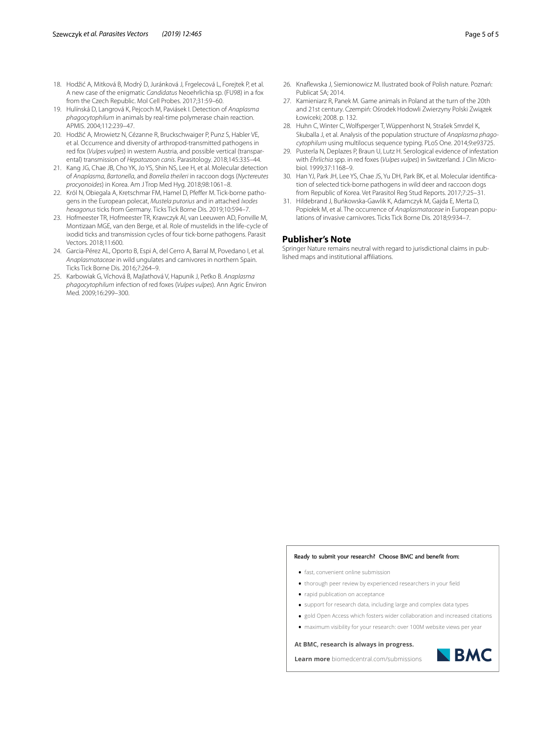18. Hodžić A, Mitková B, Modrý D, Juránková J, Frgelecová L, Forejtek P, et al. A new case of the enigmatic *Candidatus* Neoehrlichia sp. (FU98) in a fox from the Czech Republic. Mol Cell Probes. 2017;31:59–60.
19. Hulínská D, Langrová K, Pejcoch M, Paviásek I. Detection of *Anaplasma phagocytophilum* in animals by real-time polymerase chain reaction. APMIS. 2004;112:239–47.
20. Hodžić A, Mrowietz N, Cézanne R, Bruckschwaiger P, Punz S, Habler VE, et al. Occurrence and diversity of arthropod-transmitted pathogens in red fox (*Vulpes vulpes*) in western Austria, and possible vertical (transplacental) transmission of *Hepatozoon canis*. Parasitology. 2018;145:335–44.
21. Kang JG, Chae JB, Cho YK, Jo YS, Shin NS, Lee H, et al. Molecular detection of *Anaplasma*, *Bartonella*, and *Borrelia theileri* in raccoon dogs (*Nyctereutes procyonoides*) in Korea. Am J Trop Med Hyg. 2018;98:1061–8.
22. Król N, Obiegala A, Kretschmar FM, Hamel D, Pfeffer M. Tick-borne pathogens in the European polecat, *Mustela putorius* and in attached *Ixodes hexagonus* ticks from Germany. Ticks Tick Borne Dis. 2019;10:594–7.
23. Hofmeester TR, Hofmeester TR, Krawczyk AI, van Leeuwen AD, Fonville M, Montizaan MGE, van den Berge, et al. Role of mustelids in the life-cycle of ixodid ticks and transmission cycles of four tick-borne pathogens. Parasit Vectors. 2018;11:600.
24. Garcia-Pérez AL, Oporto B, Espi A, del Cerro A, Barral M, Povedano I, et al. *Anaplasmataceae* in wild ungulates and carnivores in northern Spain. Ticks Tick Borne Dis. 2016;7:264–9.
25. Karbowiak G, Víchová B, Majlathová V, Hapunik J, Peťko B. *Anaplasma phagocytophilum* infection of red foxes (*Vulpes vulpes*). Ann Agric Environ Med. 2009;16:299–300.
26. Knaflewska J, Siemionowicz M. Ilustrated book of Polish nature. Poznań: Publicat SA; 2014.
27. Kamieniarz R, Panek M. Game animals in Poland at the turn of the 20th and 21st century. Czempiń: Ośrodek Hodowli Zwierzyny Polski Związek Łowiceki; 2008. p. 132.
28. Huhn C, Winter C, Wolfsperger T, Wüppenhorst N, Strašek Smrdel K, Skuballa J, et al. Analysis of the population structure of *Anaplasma phagocytophilum* using multilocus sequence typing. PLoS One. 2014;9:e93725.
29. Pusterla N, Deplazes P, Braun U, Lutz H. Serological evidence of infestation with *Ehrlichia* spp. in red foxes (*Vulpes vulpes*) in Switzerland. J Clin Microbiol. 1999;37:1168–9.
30. Han YJ, Park JH, Lee YS, Chae JS, Yu DH, Park BK, et al. Molecular identification of selected tick-borne pathogens in wild deer and raccoon dogs from Republic of Korea. Vet Parasitol Reg Stud Reports. 2017;7:25–31.
31. Hildebrand J, Buńkowska-Gawlik K, Adamczyk M, Gajda E, Merta D, Popiołek M, et al. The occurrence of *Anaplasmataceae* in European populations of invasive carnivores. Ticks Tick Borne Dis. 2018;9:934–7.

## Publisher's Note

Springer Nature remains neutral with regard to jurisdictional claims in published maps and institutional affiliations.

Ready to submit your research? Choose BMC and benefit from:

- fast, convenient online submission
- thorough peer review by experienced researchers in your field
- rapid publication on acceptance
- support for research data, including large and complex data types
- gold Open Access which fosters wider collaboration and increased citations
- maximum visibility for your research: over 100M website views per year

**At BMC, research is always in progress.**

**Learn more** biomedcentral.com/submissions

BMC